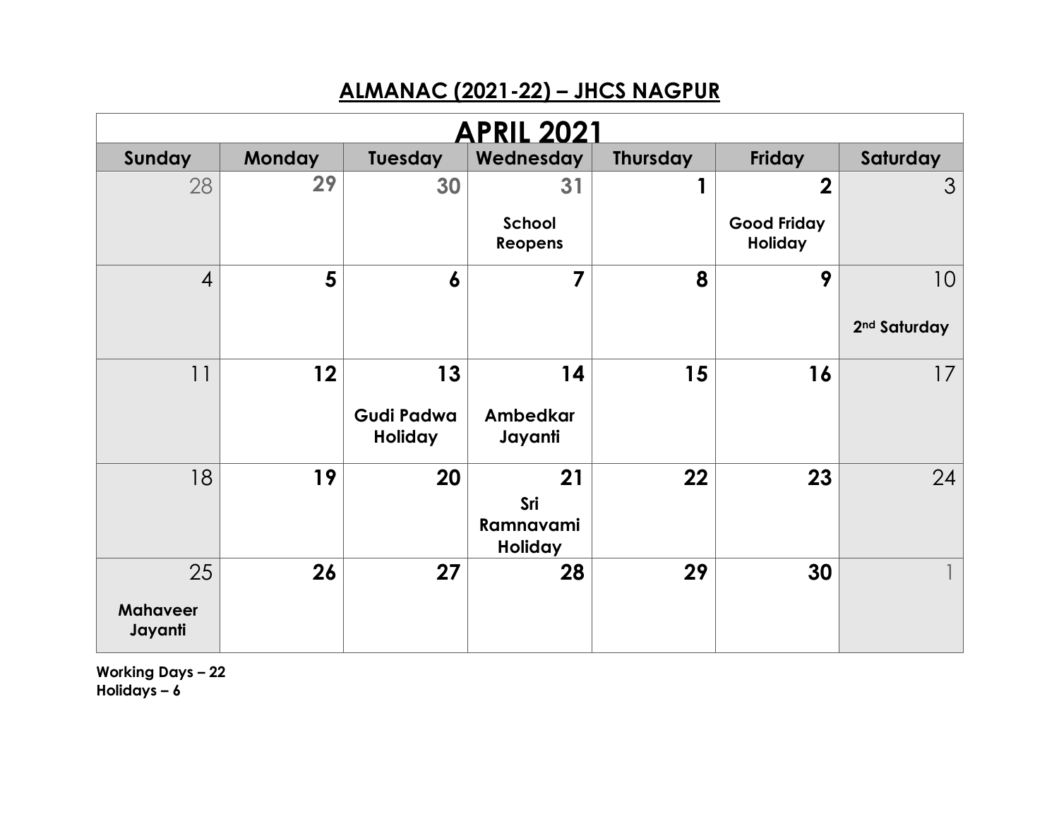# ALMANAC (2021-22) – JHCS NAGPUR

| APRIL 2021 | | | | | | |
|---|---|---|---|---|---|---|
| **Sunday** | **Monday** | **Tuesday** | **Wednesday** | **Thursday** | **Friday** | **Saturday** |
| 28 | 29 | 30 | 31 **School Reopens** | 1 | 2 **Good Friday Holiday** | 3 |
| 4 | 5 | 6 | 7 | 8 | 9 | 10 **2nd Saturday** |
| 11 | 12 | 13 **Gudi Padwa Holiday** | 14 **Ambedkar Jayanti** | 15 | 16 | 17 |
| 18 | 19 | 20 | 21 **Sri Ramnavami Holiday** | 22 | 23 | 24 |
| 25 **Mahaveer Jayanti** | 26 | 27 | 28 | 29 | 30 | 1 |

**Working Days – 22**
**Holidays – 6**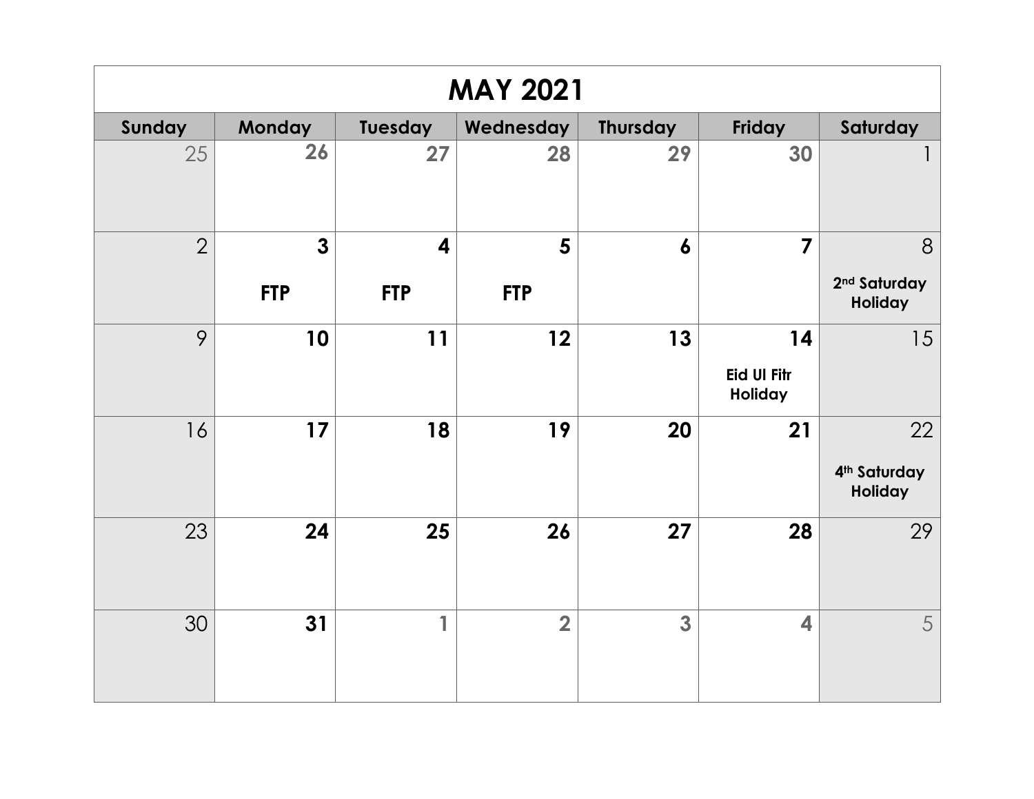# MAY 2021

| Sunday | Monday | Tuesday | Wednesday | Thursday | Friday | Saturday |
|---|---|---|---|---|---|---|
| 25 | 26 | 27 | 28 | 29 | 30 | 1 |
| 2 | 3 FTP | 4 FTP | 5 FTP | 6 | 7 | 8 2nd Saturday Holiday |
| 9 | 10 | 11 | 12 | 13 | 14 Eid Ul Fitr Holiday | 15 |
| 16 | 17 | 18 | 19 | 20 | 21 | 22 4th Saturday Holiday |
| 23 | 24 | 25 | 26 | 27 | 28 | 29 |
| 30 | 31 | 1 | 2 | 3 | 4 | 5 |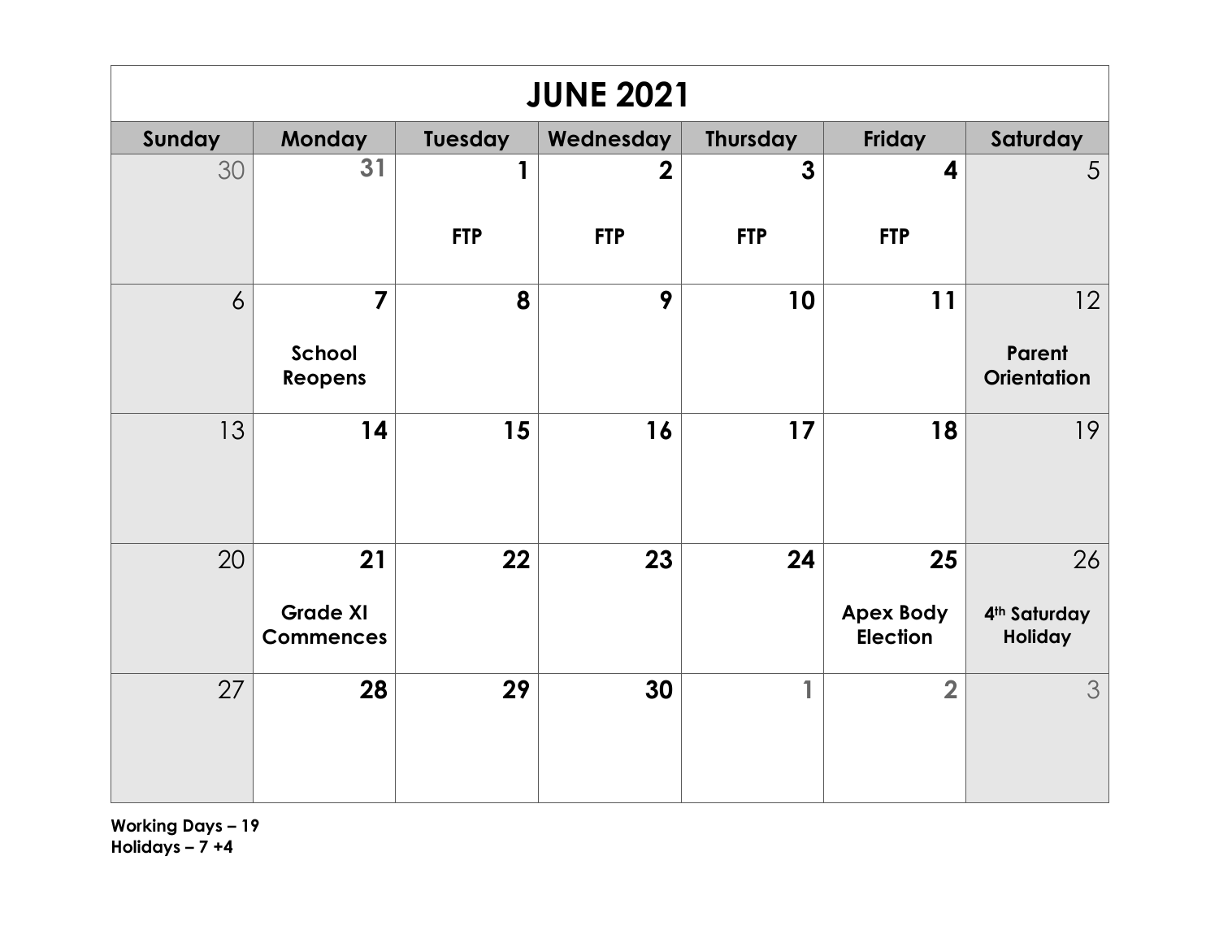| JUNE 2021 | | | | | | |
|---|---|---|---|---|---|---|
| **Sunday** | **Monday** | **Tuesday** | **Wednesday** | **Thursday** | **Friday** | **Saturday** |
| 30 | 31 | 1<br>**FTP** | 2<br>**FTP** | 3<br>**FTP** | 4<br>**FTP** | 5 |
| 6 | 7<br>**School Reopens** | 8 | 9 | 10 | 11 | 12<br>**Parent Orientation** |
| 13 | 14 | 15 | 16 | 17 | 18 | 19 |
| 20 | 21<br>**Grade XI Commences** | 22 | 23 | 24 | 25<br>**Apex Body Election** | 26<br>**4th Saturday Holiday** |
| 27 | 28 | 29 | 30 | 1 | 2 | 3 |

**Working Days – 19**
**Holidays – 7 +4**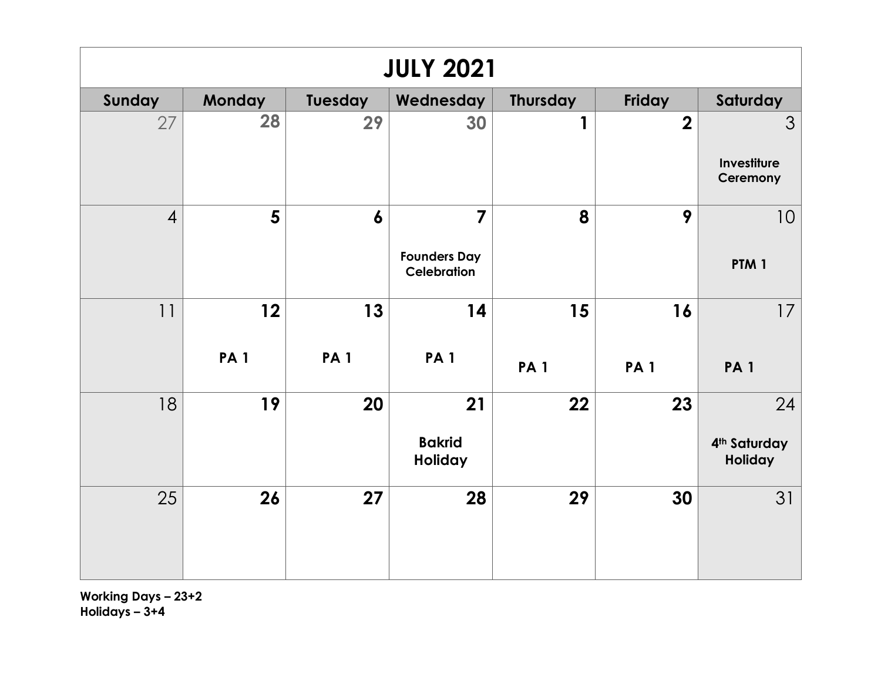# JULY 2021

| Sunday | Monday | Tuesday | Wednesday | Thursday | Friday | Saturday |
| --- | --- | --- | --- | --- | --- | --- |
| 27 | 28 | 29 | 30 | 1 | 2 | 3<br>**Investiture Ceremony** |
| 4 | 5 | 6 | 7<br>**Founders Day Celebration** | 8 | 9 | 10<br>**PTM 1** |
| 11 | 12<br>**PA 1** | 13<br>**PA 1** | 14<br>**PA 1** | 15<br>**PA 1** | 16<br>**PA 1** | 17<br>**PA 1** |
| 18 | 19 | 20 | 21<br>**Bakrid Holiday** | 22 | 23 | 24<br>**4th Saturday Holiday** |
| 25 | 26 | 27 | 28 | 29 | 30 | 31 |

**Working Days – 23+2**
**Holidays – 3+4**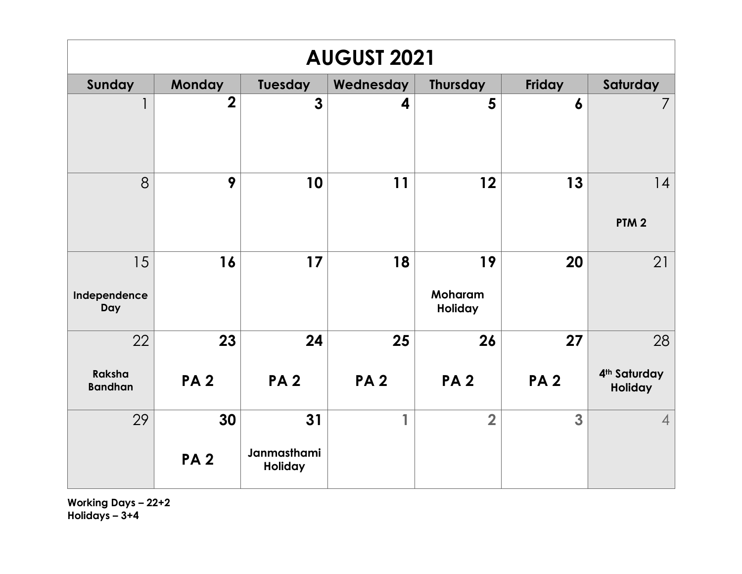# AUGUST 2021

| Sunday | Monday | Tuesday | Wednesday | Thursday | Friday | Saturday |
|---|---|---|---|---|---|---|
| 1 | **2** | **3** | **4** | **5** | **6** | 7 |
| 8 | **9** | **10** | **11** | **12** | **13** | 14<br>**PTM 2** |
| 15<br>**Independence Day** | **16** | **17** | **18** | **19**<br>**Moharam Holiday** | **20** | 21 |
| 22<br>**Raksha Bandhan** | **23**<br>**PA 2** | **24**<br>**PA 2** | **25**<br>**PA 2** | **26**<br>**PA 2** | **27**<br>**PA 2** | 28<br>**4th Saturday Holiday** |
| 29 | **30**<br>**PA 2** | **31**<br>**Janmasthami Holiday** | 1 | 2 | 3 | 4 |

**Working Days – 22+2**
**Holidays – 3+4**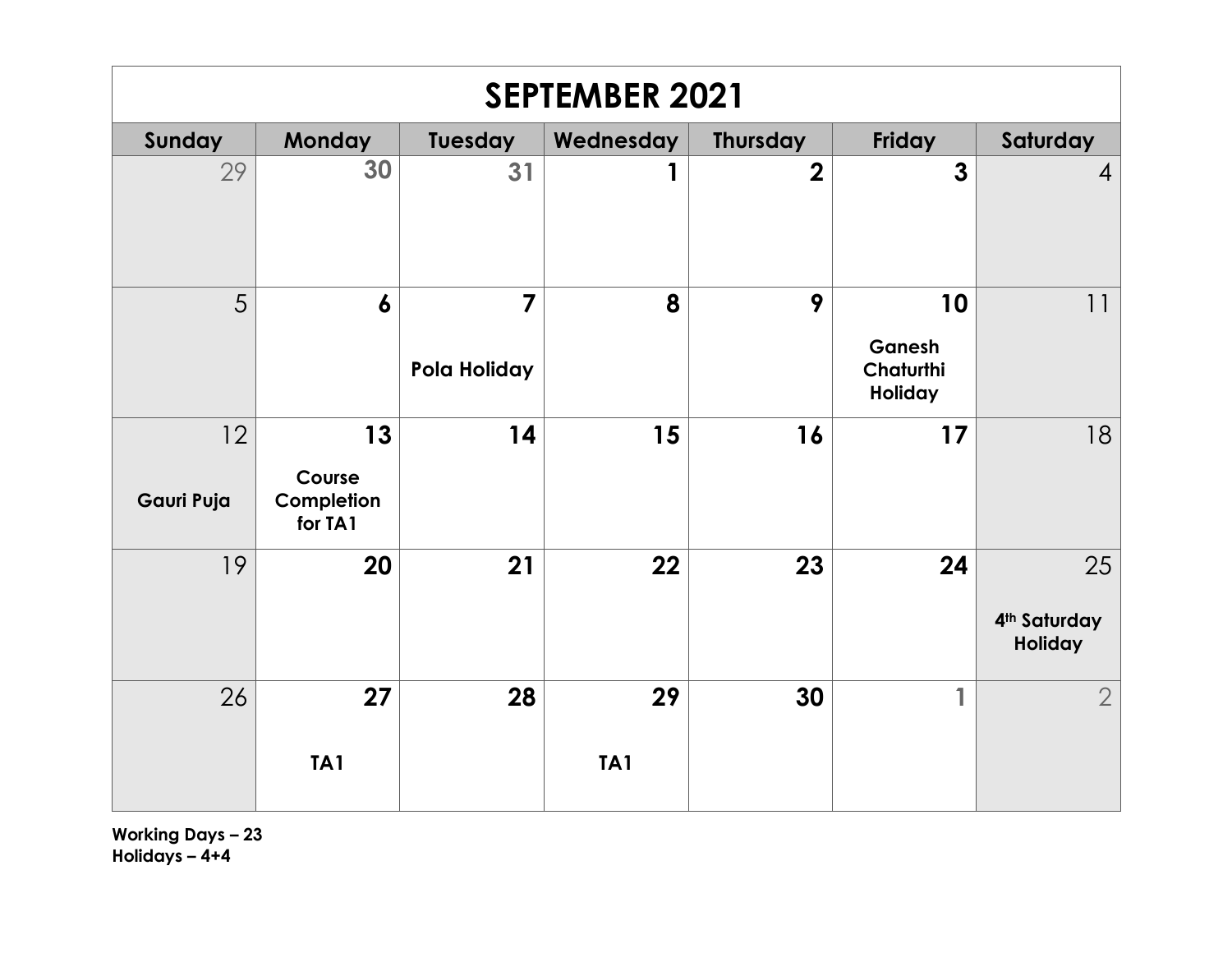# SEPTEMBER 2021

| Sunday | Monday | Tuesday | Wednesday | Thursday | Friday | Saturday |
|---|---|---|---|---|---|---|
| 29 | 30 | 31 | 1 | 2 | 3 | 4 |
| 5 | 6 | 7 Pola Holiday | 8 | 9 | 10 Ganesh Chaturthi Holiday | 11 |
| 12 Gauri Puja | 13 Course Completion for TA1 | 14 | 15 | 16 | 17 | 18 |
| 19 | 20 | 21 | 22 | 23 | 24 | 25 4th Saturday Holiday |
| 26 | 27 TA1 | 28 | 29 TA1 | 30 | 1 | 2 |

**Working Days – 23**
**Holidays – 4+4**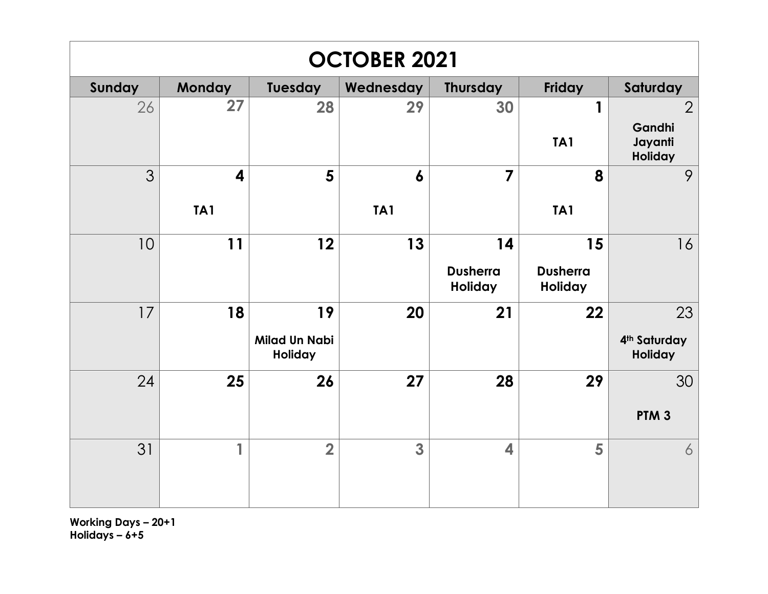# OCTOBER 2021

| Sunday | Monday | Tuesday | Wednesday | Thursday | Friday | Saturday |
|---|---|---|---|---|---|---|
| 26 | 27 | 28 | 29 | 30 | 1 TA1 | 2 Gandhi Jayanti Holiday |
| 3 | 4 TA1 | 5 | 6 TA1 | 7 | 8 TA1 | 9 |
| 10 | 11 | 12 | 13 | 14 Dusherra Holiday | 15 Dusherra Holiday | 16 |
| 17 | 18 | 19 Milad Un Nabi Holiday | 20 | 21 | 22 | 23 4th Saturday Holiday |
| 24 | 25 | 26 | 27 | 28 | 29 | 30 PTM 3 |
| 31 | 1 | 2 | 3 | 4 | 5 | 6 |

**Working Days – 20+1**
**Holidays – 6+5**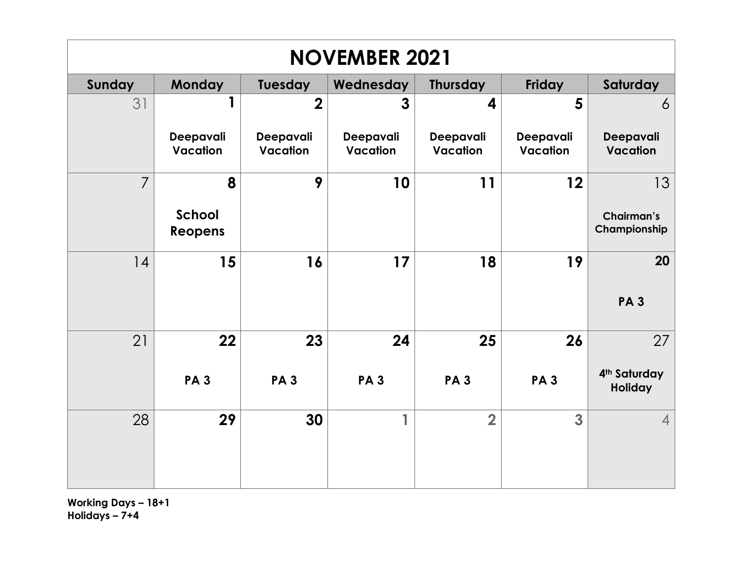# NOVEMBER 2021

| Sunday | Monday | Tuesday | Wednesday | Thursday | Friday | Saturday |
|---|---|---|---|---|---|---|
| 31 | 1 Deepavali Vacation | 2 Deepavali Vacation | 3 Deepavali Vacation | 4 Deepavali Vacation | 5 Deepavali Vacation | 6 Deepavali Vacation |
| 7 | 8 School Reopens | 9 | 10 | 11 | 12 | 13 Chairman's Championship |
| 14 | 15 | 16 | 17 | 18 | 19 | 20 PA 3 |
| 21 | 22 PA 3 | 23 PA 3 | 24 PA 3 | 25 PA 3 | 26 PA 3 | 27 4th Saturday Holiday |
| 28 | 29 | 30 | 1 | 2 | 3 | 4 |

**Working Days – 18+1**
**Holidays – 7+4**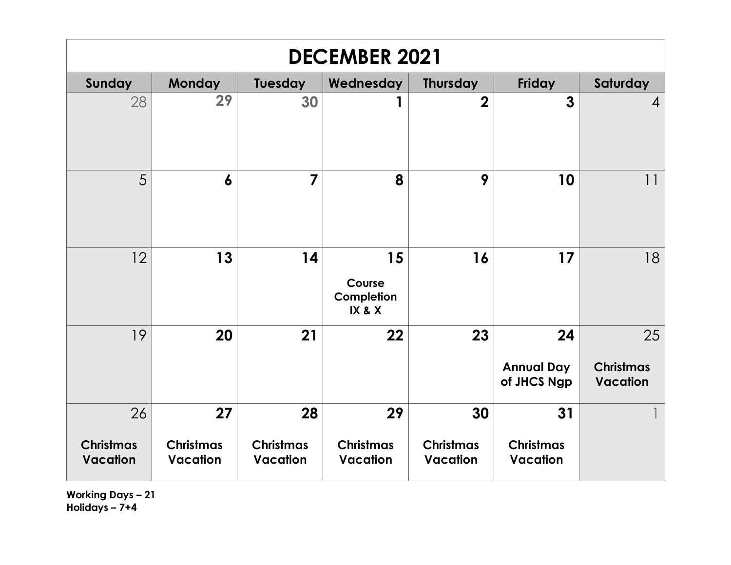# DECEMBER 2021

| Sunday | Monday | Tuesday | Wednesday | Thursday | Friday | Saturday |
|---|---|---|---|---|---|---|
| 28 | 29 | 30 | 1 | 2 | 3 | 4 |
| 5 | 6 | 7 | 8 | 9 | 10 | 11 |
| 12 | 13 | 14 | 15 **Course Completion IX & X** | 16 | 17 | 18 |
| 19 | 20 | 21 | 22 | 23 | 24 **Annual Day of JHCS Ngp** | 25 **Christmas Vacation** |
| 26 **Christmas Vacation** | 27 **Christmas Vacation** | 28 **Christmas Vacation** | 29 **Christmas Vacation** | 30 **Christmas Vacation** | 31 **Christmas Vacation** | 1 |

**Working Days – 21**
**Holidays – 7+4**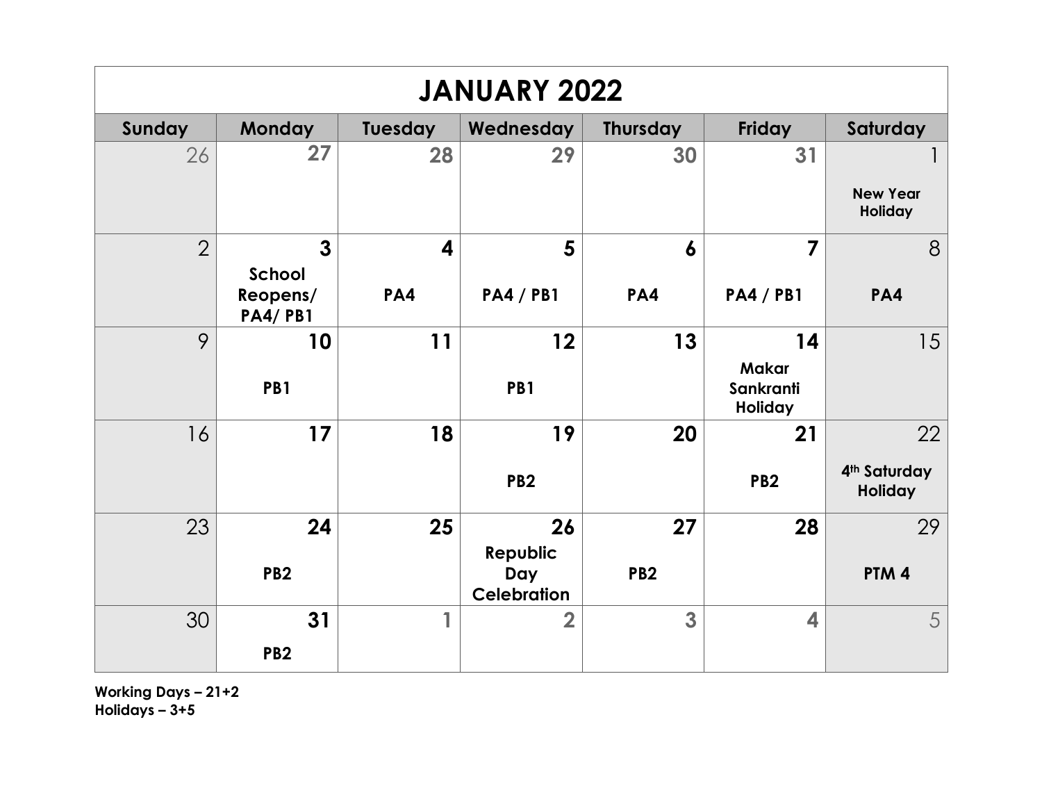# JANUARY 2022

| Sunday | Monday | Tuesday | Wednesday | Thursday | Friday | Saturday |
|---|---|---|---|---|---|---|
| 26 | 27 | 28 | 29 | 30 | 31 | 1<br>**New Year Holiday** |
| 2 | 3<br>**School Reopens/ PA4/ PB1** | 4<br>**PA4** | 5<br>**PA4 / PB1** | 6<br>**PA4** | 7<br>**PA4 / PB1** | 8<br>**PA4** |
| 9 | 10<br>**PB1** | 11 | 12<br>**PB1** | 13 | 14<br>**Makar Sankranti Holiday** | 15 |
| 16 | 17 | 18 | 19<br>**PB2** | 20 | 21<br>**PB2** | 22<br>**4th Saturday Holiday** |
| 23 | 24<br>**PB2** | 25 | 26<br>**Republic Day Celebration** | 27<br>**PB2** | 28 | 29<br>**PTM 4** |
| 30 | 31<br>**PB2** | 1 | 2 | 3 | 4 | 5 |

**Working Days – 21+2**
**Holidays – 3+5**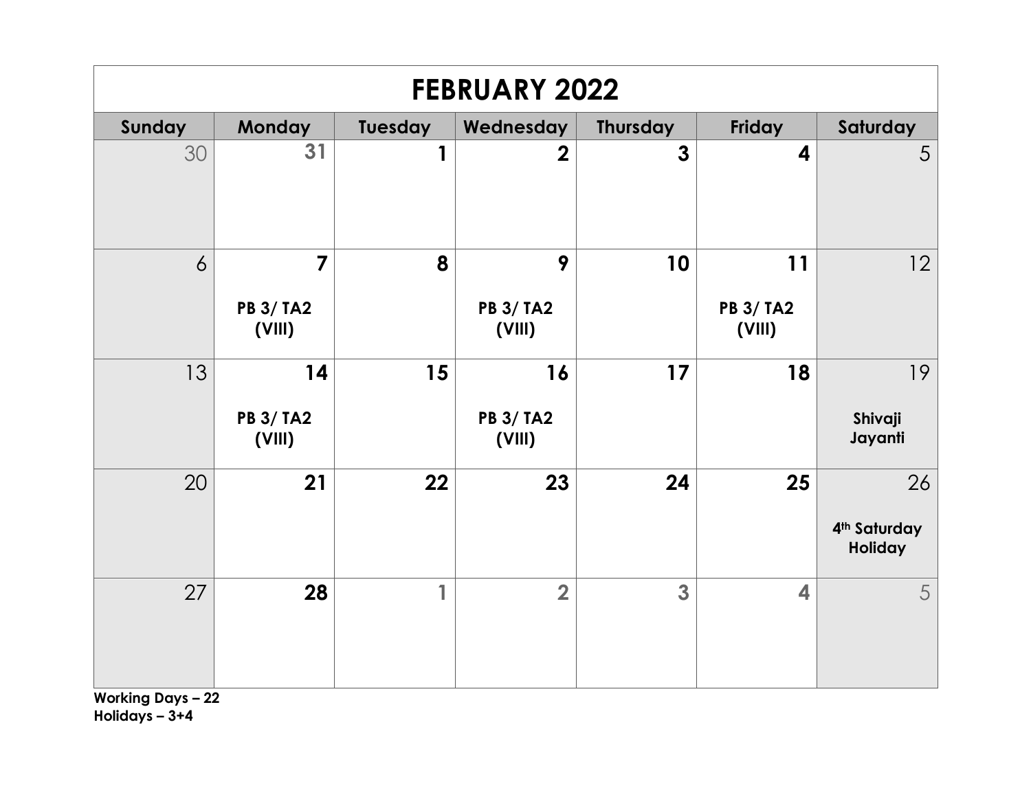# FEBRUARY 2022

| Sunday | Monday | Tuesday | Wednesday | Thursday | Friday | Saturday |
|---|---|---|---|---|---|---|
| 30 | 31 | 1 | 2 | 3 | 4 | 5 |
| 6 | 7<br>**PB 3/ TA2 (VIII)** | 8 | 9<br>**PB 3/ TA2 (VIII)** | 10 | 11<br>**PB 3/ TA2 (VIII)** | 12 |
| 13 | 14<br>**PB 3/ TA2 (VIII)** | 15 | 16<br>**PB 3/ TA2 (VIII)** | 17 | 18 | 19<br>**Shivaji Jayanti** |
| 20 | 21 | 22 | 23 | 24 | 25 | 26<br>**4th Saturday Holiday** |
| 27 | 28 | 1 | 2 | 3 | 4 | 5 |

**Working Days – 22**
**Holidays – 3+4**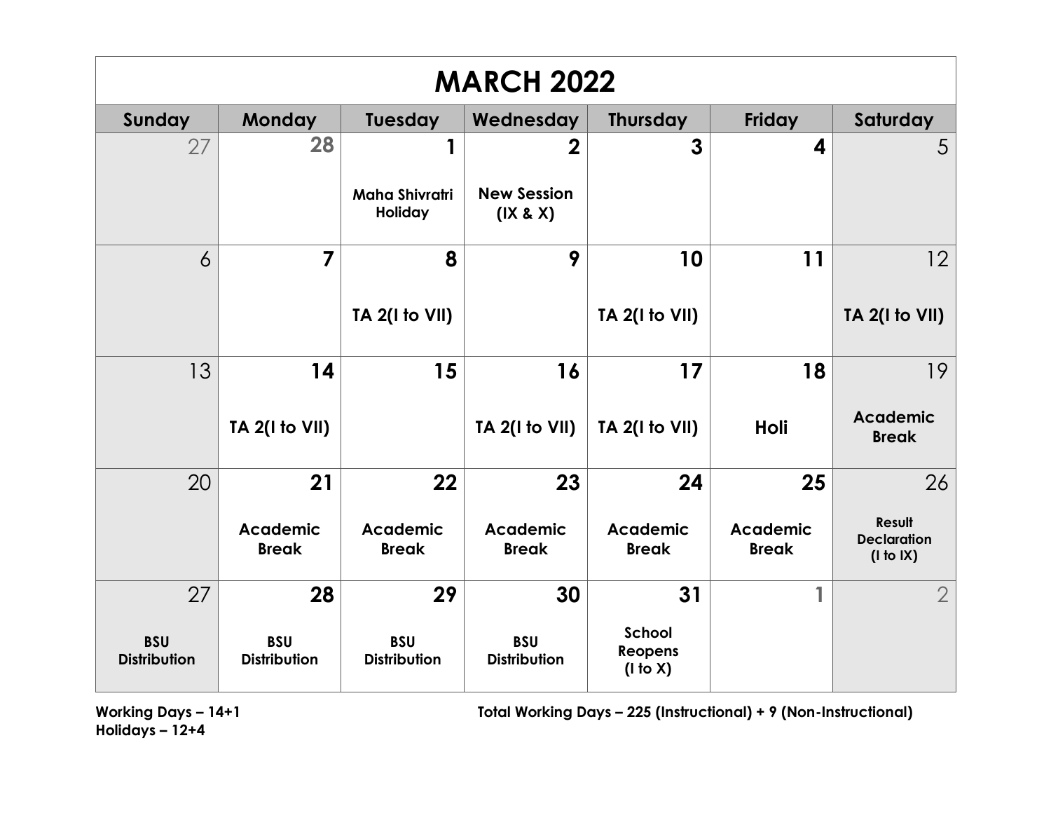# MARCH 2022

| Sunday | Monday | Tuesday | Wednesday | Thursday | Friday | Saturday |
|---|---|---|---|---|---|---|
| 27 | 28 | 1 Maha Shivratri Holiday | 2 New Session (IX & X) | 3 | 4 | 5 |
| 6 | 7 | 8 TA 2(I to VII) | 9 | 10 TA 2(I to VII) | 11 | 12 TA 2(I to VII) |
| 13 | 14 TA 2(I to VII) | 15 | 16 TA 2(I to VII) | 17 TA 2(I to VII) | 18 Holi | 19 Academic Break |
| 20 | 21 Academic Break | 22 Academic Break | 23 Academic Break | 24 Academic Break | 25 Academic Break | 26 Result Declaration (I to IX) |
| 27 BSU Distribution | 28 BSU Distribution | 29 BSU Distribution | 30 BSU Distribution | 31 School Reopens (I to X) | 1 | 2 |

**Working Days – 14+1**
**Holidays – 12+4**

**Total Working Days – 225 (Instructional) + 9 (Non-Instructional)**